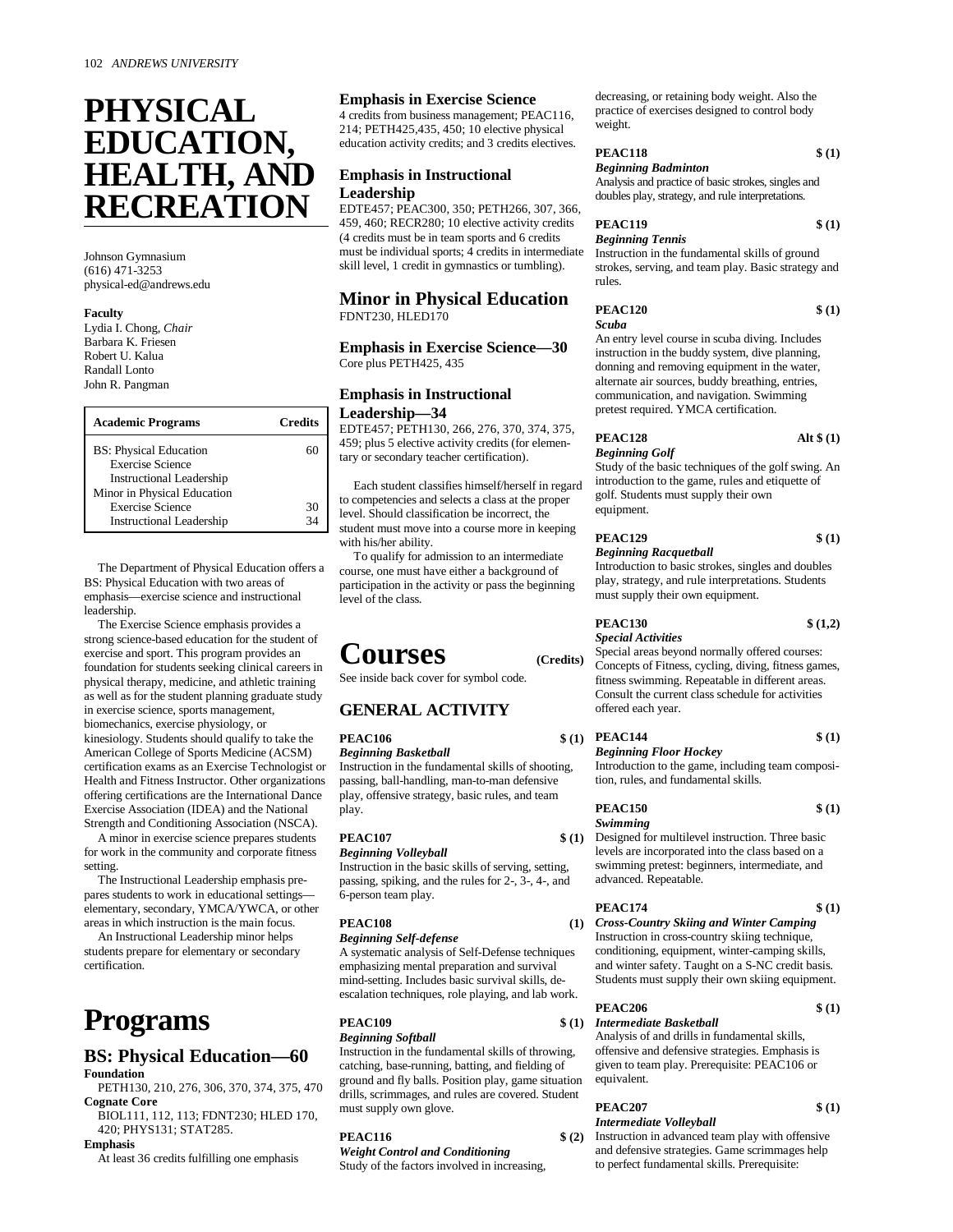# PHYSICAL EDUCATION, HEALTH, AND RECREATION

Johnson Gymnasium
(616) 471-3253
physical-ed@andrews.edu

**Faculty**
Lydia I. Chong, *Chair*
Barbara K. Friesen
Robert U. Kalua
Randall Lonto
John R. Pangman

| Academic Programs | Credits |
|---|---|
| BS: Physical Education | 60 |
| Exercise Science | |
| Instructional Leadership | |
| Minor in Physical Education | |
| Exercise Science | 30 |
| Instructional Leadership | 34 |

The Department of Physical Education offers a BS: Physical Education with two areas of emphasis—exercise science and instructional leadership.

The Exercise Science emphasis provides a strong science-based education for the student of exercise and sport. This program provides an foundation for students seeking clinical careers in physical therapy, medicine, and athletic training as well as for the student planning graduate study in exercise science, sports management, biomechanics, exercise physiology, or kinesiology. Students should qualify to take the American College of Sports Medicine (ACSM) certification exams as an Exercise Technologist or Health and Fitness Instructor. Other organizations offering certifications are the International Dance Exercise Association (IDEA) and the National Strength and Conditioning Association (NSCA).

A minor in exercise science prepares students for work in the community and corporate fitness setting.

The Instructional Leadership emphasis prepares students to work in educational settings—elementary, secondary, YMCA/YWCA, or other areas in which instruction is the main focus.

An Instructional Leadership minor helps students prepare for elementary or secondary certification.

# Programs

## BS: Physical Education—60

**Foundation**

PETH130, 210, 276, 306, 370, 374, 375, 470

**Cognate Core**

BIOL111, 112, 113; FDNT230; HLED 170, 420; PHYS131; STAT285.

**Emphasis**

At least 36 credits fulfilling one emphasis

### Emphasis in Exercise Science

4 credits from business management; PEAC116, 214; PETH425,435, 450; 10 elective physical education activity credits; and 3 credits electives.

### Emphasis in Instructional Leadership

EDTE457; PEAC300, 350; PETH266, 307, 366, 459, 460; RECR280; 10 elective activity credits (4 credits must be in team sports and 6 credits must be individual sports; 4 credits in intermediate skill level, 1 credit in gymnastics or tumbling).

## Minor in Physical Education

FDNT230, HLED170

### Emphasis in Exercise Science—30

Core plus PETH425, 435

### Emphasis in Instructional Leadership—34

EDTE457; PETH130, 266, 276, 370, 374, 375, 459; plus 5 elective activity credits (for elementary or secondary teacher certification).

Each student classifies himself/herself in regard to competencies and selects a class at the proper level. Should classification be incorrect, the student must move into a course more in keeping with his/her ability.

To qualify for admission to an intermediate course, one must have either a background of participation in the activity or pass the beginning level of the class.

# Courses (Credits)

See inside back cover for symbol code.

## GENERAL ACTIVITY

**PEAC106 $ (1)**
***Beginning Basketball***
Instruction in the fundamental skills of shooting, passing, ball-handling, man-to-man defensive play, offensive strategy, basic rules, and team play.

**PEAC107 $ (1)**
***Beginning Volleyball***
Instruction in the basic skills of serving, setting, passing, spiking, and the rules for 2-, 3-, 4-, and 6-person team play.

**PEAC108 (1)**
***Beginning Self-defense***
A systematic analysis of Self-Defense techniques emphasizing mental preparation and survival mind-setting. Includes basic survival skills, de-escalation techniques, role playing, and lab work.

**PEAC109 $ (1)**
***Beginning Softball***
Instruction in the fundamental skills of throwing, catching, base-running, batting, and fielding of ground and fly balls. Position play, game situation drills, scrimmages, and rules are covered. Student must supply own glove.

**PEAC116 $ (2)**
***Weight Control and Conditioning***
Study of the factors involved in increasing, decreasing, or retaining body weight. Also the practice of exercises designed to control body weight.

**PEAC118 $ (1)**
***Beginning Badminton***
Analysis and practice of basic strokes, singles and doubles play, strategy, and rule interpretations.

**PEAC119 $ (1)**
***Beginning Tennis***
Instruction in the fundamental skills of ground strokes, serving, and team play. Basic strategy and rules.

**PEAC120 $ (1)**
***Scuba***
An entry level course in scuba diving. Includes instruction in the buddy system, dive planning, donning and removing equipment in the water, alternate air sources, buddy breathing, entries, communication, and navigation. Swimming pretest required. YMCA certification.

**PEAC128 Alt $ (1)**
***Beginning Golf***
Study of the basic techniques of the golf swing. An introduction to the game, rules and etiquette of golf. Students must supply their own equipment.

**PEAC129 $ (1)**
***Beginning Racquetball***
Introduction to basic strokes, singles and doubles play, strategy, and rule interpretations. Students must supply their own equipment.

**PEAC130 $ (1,2)**
***Special Activities***
Special areas beyond normally offered courses: Concepts of Fitness, cycling, diving, fitness games, fitness swimming. Repeatable in different areas. Consult the current class schedule for activities offered each year.

**PEAC144 $ (1)**
***Beginning Floor Hockey***
Introduction to the game, including team composition, rules, and fundamental skills.

**PEAC150 $ (1)**
***Swimming***
Designed for multilevel instruction. Three basic levels are incorporated into the class based on a swimming pretest: beginners, intermediate, and advanced. Repeatable.

**PEAC174 $ (1)**
***Cross-Country Skiing and Winter Camping***
Instruction in cross-country skiing technique, conditioning, equipment, winter-camping skills, and winter safety. Taught on a S-NC credit basis. Students must supply their own skiing equipment.

**PEAC206 $ (1)**
***Intermediate Basketball***
Analysis of and drills in fundamental skills, offensive and defensive strategies. Emphasis is given to team play. Prerequisite: PEAC106 or equivalent.

**PEAC207 $ (1)**
***Intermediate Volleyball***
Instruction in advanced team play with offensive and defensive strategies. Game scrimmages help to perfect fundamental skills. Prerequisite: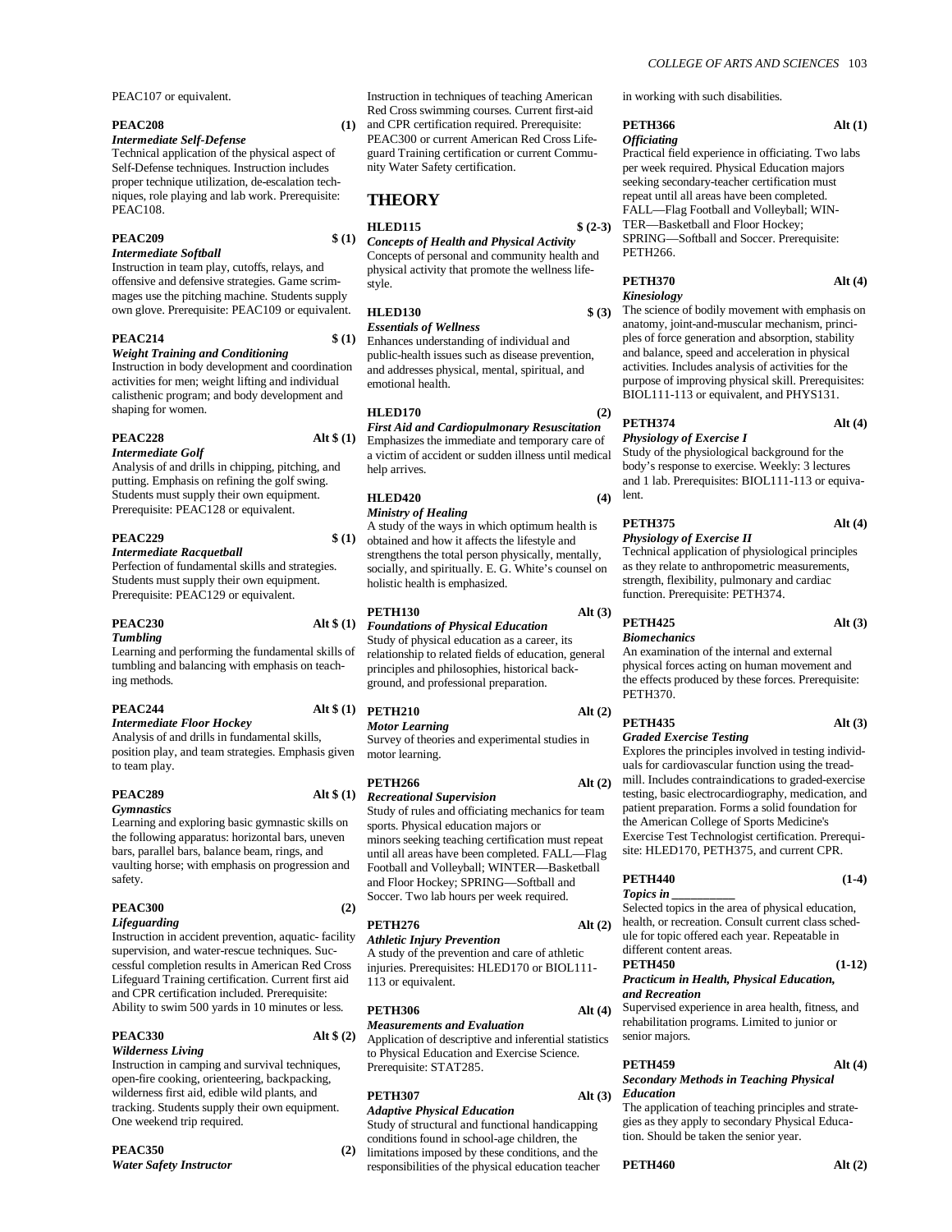PEAC107 or equivalent.

**PEAC208 (1)**
***Intermediate Self-Defense***
Technical application of the physical aspect of Self-Defense techniques. Instruction includes proper technique utilization, de-escalation techniques, role playing and lab work. Prerequisite: PEAC108.

**PEAC209 $ (1)**
***Intermediate Softball***
Instruction in team play, cutoffs, relays, and offensive and defensive strategies. Game scrimmages use the pitching machine. Students supply own glove. Prerequisite: PEAC109 or equivalent.

**PEAC214 $ (1)**
***Weight Training and Conditioning***
Instruction in body development and coordination activities for men; weight lifting and individual calisthenic program; and body development and shaping for women.

**PEAC228 Alt $ (1)**
***Intermediate Golf***
Analysis of and drills in chipping, pitching, and putting. Emphasis on refining the golf swing. Students must supply their own equipment. Prerequisite: PEAC128 or equivalent.

**PEAC229 $ (1)**
***Intermediate Racquetball***
Perfection of fundamental skills and strategies. Students must supply their own equipment. Prerequisite: PEAC129 or equivalent.

**PEAC230 Alt $ (1)**
***Tumbling***
Learning and performing the fundamental skills of tumbling and balancing with emphasis on teaching methods.

**PEAC244 Alt $ (1)**
***Intermediate Floor Hockey***
Analysis of and drills in fundamental skills, position play, and team strategies. Emphasis given to team play.

**PEAC289 Alt $ (1)**
***Gymnastics***
Learning and exploring basic gymnastic skills on the following apparatus: horizontal bars, uneven bars, parallel bars, balance beam, rings, and vaulting horse; with emphasis on progression and safety.

**PEAC300 (2)**
***Lifeguarding***
Instruction in accident prevention, aquatic- facility supervision, and water-rescue techniques. Successful completion results in American Red Cross Lifeguard Training certification. Current first aid and CPR certification included. Prerequisite: Ability to swim 500 yards in 10 minutes or less.

**PEAC330 Alt $ (2)**
***Wilderness Living***
Instruction in camping and survival techniques, open-fire cooking, orienteering, backpacking, wilderness first aid, edible wild plants, and tracking. Students supply their own equipment. One weekend trip required.

**PEAC350 (2)**
***Water Safety Instructor***
Instruction in techniques of teaching American Red Cross swimming courses. Current first-aid and CPR certification required. Prerequisite: PEAC300 or current American Red Cross Lifeguard Training certification or current Community Water Safety certification.

## THEORY

**HLED115 $ (2-3)**
***Concepts of Health and Physical Activity***
Concepts of personal and community health and physical activity that promote the wellness lifestyle.

**HLED130 $ (3)**
***Essentials of Wellness***
Enhances understanding of individual and public-health issues such as disease prevention, and addresses physical, mental, spiritual, and emotional health.

**HLED170 (2)**
***First Aid and Cardiopulmonary Resuscitation***
Emphasizes the immediate and temporary care of a victim of accident or sudden illness until medical help arrives.

**HLED420 (4)**
***Ministry of Healing***
A study of the ways in which optimum health is obtained and how it affects the lifestyle and strengthens the total person physically, mentally, socially, and spiritually. E. G. White's counsel on holistic health is emphasized.

**PETH130 Alt (3)**
***Foundations of Physical Education***
Study of physical education as a career, its relationship to related fields of education, general principles and philosophies, historical background, and professional preparation.

**PETH210 Alt (2)**
***Motor Learning***
Survey of theories and experimental studies in motor learning.

**PETH266 Alt (2)**
***Recreational Supervision***
Study of rules and officiating mechanics for team sports. Physical education majors or minors seeking teaching certification must repeat until all areas have been completed. FALL—Flag Football and Volleyball; WINTER—Basketball and Floor Hockey; SPRING—Softball and Soccer. Two lab hours per week required.

**PETH276 Alt (2)**
***Athletic Injury Prevention***
A study of the prevention and care of athletic injuries. Prerequisites: HLED170 or BIOL111-113 or equivalent.

**PETH306 Alt (4)**
***Measurements and Evaluation***
Application of descriptive and inferential statistics to Physical Education and Exercise Science. Prerequisite: STAT285.

**PETH307 Alt (3)**
***Adaptive Physical Education***
Study of structural and functional handicapping conditions found in school-age children, the limitations imposed by these conditions, and the responsibilities of the physical education teacher in working with such disabilities.

**PETH366 Alt (1)**
***Officiating***
Practical field experience in officiating. Two labs per week required. Physical Education majors seeking secondary-teacher certification must repeat until all areas have been completed. FALL—Flag Football and Volleyball; WINTER—Basketball and Floor Hockey; SPRING—Softball and Soccer. Prerequisite: PETH266.

**PETH370 Alt (4)**
***Kinesiology***
The science of bodily movement with emphasis on anatomy, joint-and-muscular mechanism, principles of force generation and absorption, stability and balance, speed and acceleration in physical activities. Includes analysis of activities for the purpose of improving physical skill. Prerequisites: BIOL111-113 or equivalent, and PHYS131.

**PETH374 Alt (4)**
***Physiology of Exercise I***
Study of the physiological background for the body's response to exercise. Weekly: 3 lectures and 1 lab. Prerequisites: BIOL111-113 or equivalent.

**PETH375 Alt (4)**
***Physiology of Exercise II***
Technical application of physiological principles as they relate to anthropometric measurements, strength, flexibility, pulmonary and cardiac function. Prerequisite: PETH374.

**PETH425 Alt (3)**
***Biomechanics***
An examination of the internal and external physical forces acting on human movement and the effects produced by these forces. Prerequisite: PETH370.

**PETH435 Alt (3)**
***Graded Exercise Testing***
Explores the principles involved in testing individuals for cardiovascular function using the treadmill. Includes contraindications to graded-exercise testing, basic electrocardiography, medication, and patient preparation. Forms a solid foundation for the American College of Sports Medicine's Exercise Test Technologist certification. Prerequisite: HLED170, PETH375, and current CPR.

**PETH440 (1-4)**
***Topics in \_\_\_\_\_\_\_\_\_\_***
Selected topics in the area of physical education, health, or recreation. Consult current class schedule for topic offered each year. Repeatable in different content areas.

**PETH450 (1-12)**
***Practicum in Health, Physical Education, and Recreation***
Supervised experience in area health, fitness, and rehabilitation programs. Limited to junior or senior majors.

**PETH459 Alt (4)**
***Secondary Methods in Teaching Physical Education***
The application of teaching principles and strategies as they apply to secondary Physical Education. Should be taken the senior year.

**PETH460 Alt (2)**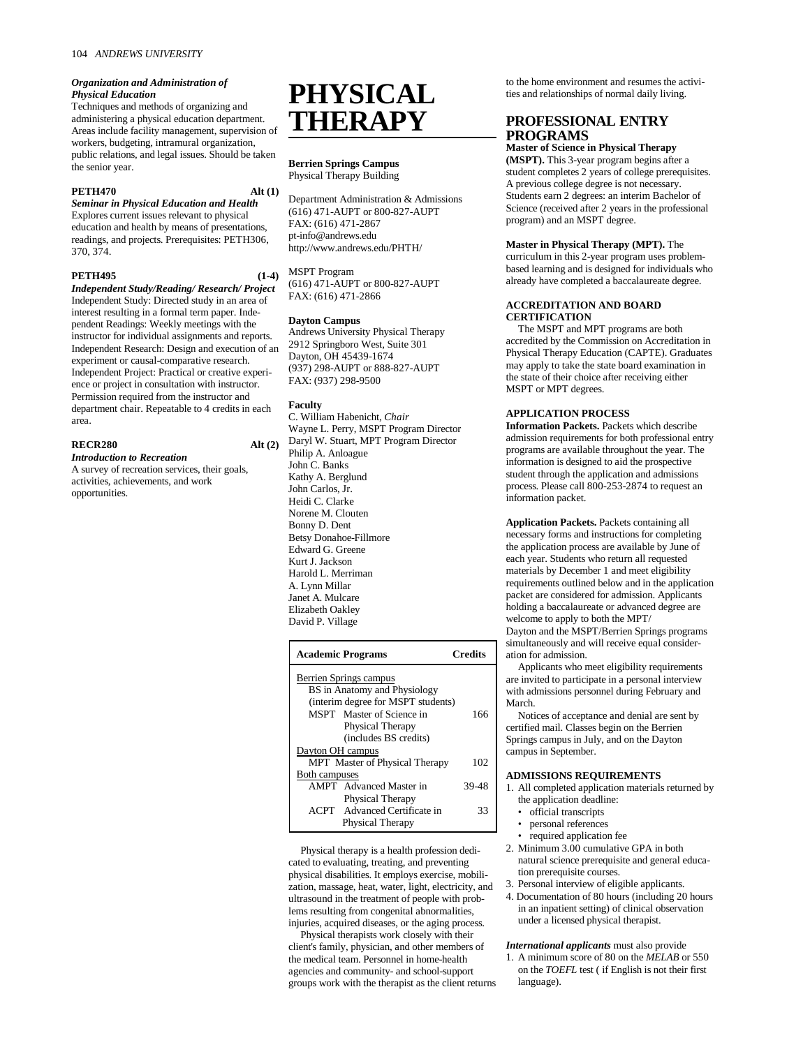***Organization and Administration of Physical Education***

Techniques and methods of organizing and administering a physical education department. Areas include facility management, supervision of workers, budgeting, intramural organization, public relations, and legal issues. Should be taken the senior year.

**PETH470 Alt (1)**

***Seminar in Physical Education and Health***

Explores current issues relevant to physical education and health by means of presentations, readings, and projects. Prerequisites: PETH306, 370, 374.

**PETH495 (1-4)**

***Independent Study/Reading/ Research/ Project***

Independent Study: Directed study in an area of interest resulting in a formal term paper. Independent Readings: Weekly meetings with the instructor for individual assignments and reports. Independent Research: Design and execution of an experiment or causal-comparative research. Independent Project: Practical or creative experience or project in consultation with instructor. Permission required from the instructor and department chair. Repeatable to 4 credits in each area.

**RECR280 Alt (2)**

***Introduction to Recreation***

A survey of recreation services, their goals, activities, achievements, and work opportunities.

# PHYSICAL THERAPY

**Berrien Springs Campus**
Physical Therapy Building

Department Administration & Admissions
(616) 471-AUPT or 800-827-AUPT
FAX: (616) 471-2867
pt-info@andrews.edu
http://www.andrews.edu/PHTH/

MSPT Program
(616) 471-AUPT or 800-827-AUPT
FAX: (616) 471-2866

**Dayton Campus**
Andrews University Physical Therapy
2912 Springboro West, Suite 301
Dayton, OH 45439-1674
(937) 298-AUPT or 888-827-AUPT
FAX: (937) 298-9500

**Faculty**
C. William Habenicht, *Chair*
Wayne L. Perry, MSPT Program Director
Daryl W. Stuart, MPT Program Director
Philip A. Anloague
John C. Banks
Kathy A. Berglund
John Carlos, Jr.
Heidi C. Clarke
Norene M. Clouten
Bonny D. Dent
Betsy Donahoe-Fillmore
Edward G. Greene
Kurt J. Jackson
Harold L. Merriman
A. Lynn Millar
Janet A. Mulcare
Elizabeth Oakley
David P. Village

| Academic Programs | | Credits |
|---|---|---|
| Berrien Springs campus | | |
| BS in Anatomy and Physiology (interim degree for MSPT students) | | |
| MSPT | Master of Science in Physical Therapy (includes BS credits) | 166 |
| Dayton OH campus | | |
| MPT | Master of Physical Therapy | 102 |
| Both campuses | | |
| AMPT | Advanced Master in Physical Therapy | 39-48 |
| ACPT | Advanced Certificate in Physical Therapy | 33 |

Physical therapy is a health profession dedicated to evaluating, treating, and preventing physical disabilities. It employs exercise, mobilization, massage, heat, water, light, electricity, and ultrasound in the treatment of people with problems resulting from congenital abnormalities, injuries, acquired diseases, or the aging process.

Physical therapists work closely with their client's family, physician, and other members of the medical team. Personnel in home-health agencies and community- and school-support groups work with the therapist as the client returns to the home environment and resumes the activities and relationships of normal daily living.

## PROFESSIONAL ENTRY PROGRAMS

**Master of Science in Physical Therapy (MSPT).** This 3-year program begins after a student completes 2 years of college prerequisites. A previous college degree is not necessary. Students earn 2 degrees: an interim Bachelor of Science (received after 2 years in the professional program) and an MSPT degree.

**Master in Physical Therapy (MPT).** The curriculum in this 2-year program uses problem-based learning and is designed for individuals who already have completed a baccalaureate degree.

### ACCREDITATION AND BOARD CERTIFICATION

The MSPT and MPT programs are both accredited by the Commission on Accreditation in Physical Therapy Education (CAPTE). Graduates may apply to take the state board examination in the state of their choice after receiving either MSPT or MPT degrees.

### APPLICATION PROCESS

**Information Packets.** Packets which describe admission requirements for both professional entry programs are available throughout the year. The information is designed to aid the prospective student through the application and admissions process. Please call 800-253-2874 to request an information packet.

**Application Packets.** Packets containing all necessary forms and instructions for completing the application process are available by June of each year. Students who return all requested materials by December 1 and meet eligibility requirements outlined below and in the application packet are considered for admission. Applicants holding a baccalaureate or advanced degree are welcome to apply to both the MPT/ Dayton and the MSPT/Berrien Springs programs simultaneously and will receive equal consideration for admission.

Applicants who meet eligibility requirements are invited to participate in a personal interview with admissions personnel during February and March.

Notices of acceptance and denial are sent by certified mail. Classes begin on the Berrien Springs campus in July, and on the Dayton campus in September.

### ADMISSIONS REQUIREMENTS

1. All completed application materials returned by the application deadline:
   - official transcripts
   - personal references
   - required application fee
2. Minimum 3.00 cumulative GPA in both natural science prerequisite and general education prerequisite courses.
3. Personal interview of eligible applicants.
4. Documentation of 80 hours (including 20 hours in an inpatient setting) of clinical observation under a licensed physical therapist.

***International applicants*** must also provide

1. A minimum score of 80 on the *MELAB* or 550 on the *TOEFL* test ( if English is not their first language).